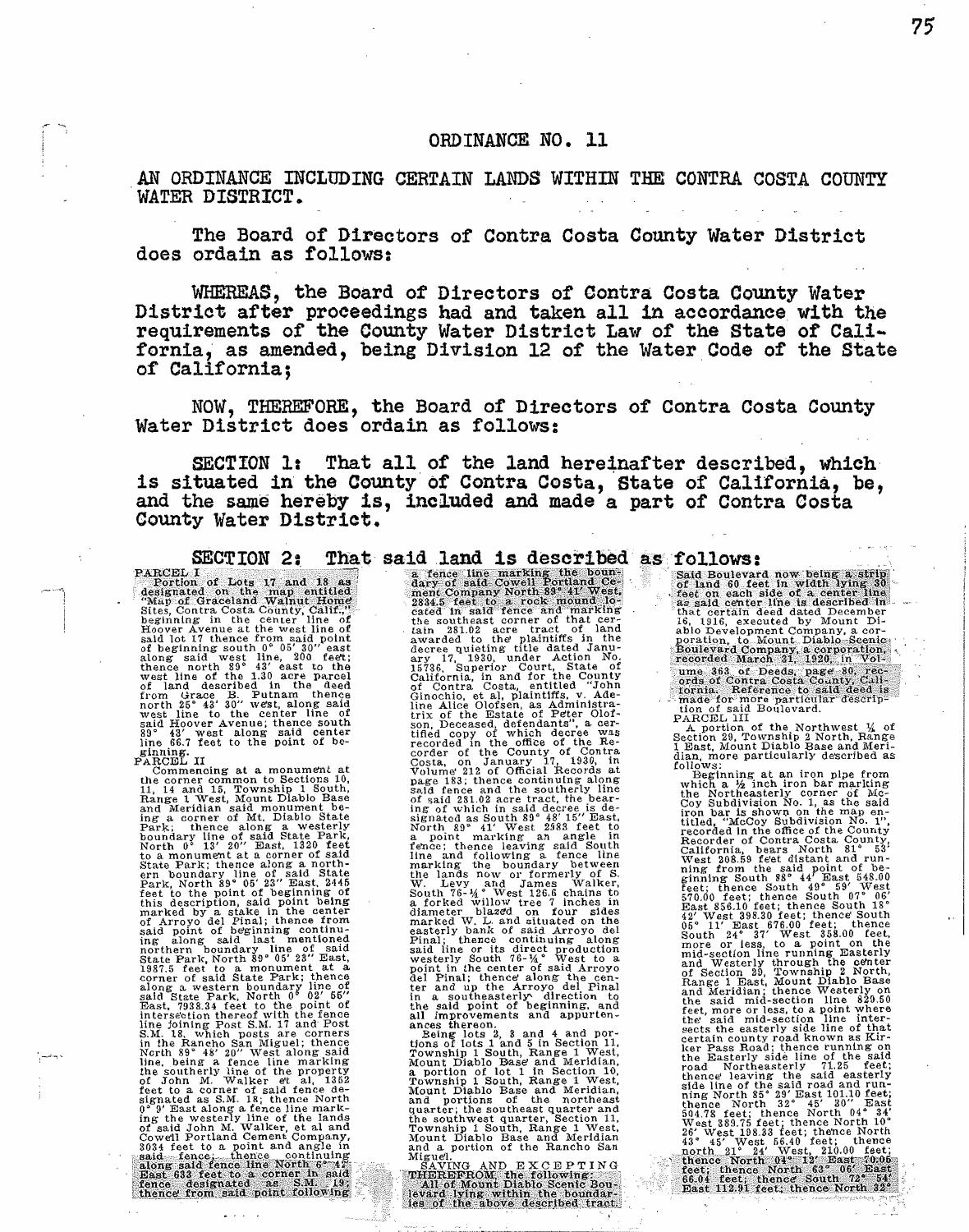# ORDINANCE NO. 11

AN ORDINANCE INCLUDING CERTAIN LANDS WITHIN THE CONTRA COSTA COUNTY WATER DISTRICT.

The Board of Directors of Contra Costa County Water District does ordain as follows:

WHEREAS, the Board of Directors of Contra Costa County Water District after proceedings had and taken all in accordance with the requirements of the County Water District Law of the State of California, as amended, being Division 12 of the Water Code of the State of California;

NOW, THEREFORE, the Board of Directors of Contra Costa County Water District does ordain as follows:

SECTION 1: That all of the land hereinafter described, which is situated in the County of Contra Costa, State of California, be, and the same hereby is, included and made a part of Contra Costa County Water District.

SECTION 2: That said land is described as follows:

PARCEL I

Portion of Lots 17 and 18 as designated on the map entitled "Map of Graceland Walnut Home Sites, Contra Costa County, Calif.," beginning in the center line of Hoover Avenue at the west line of said lot 17 thence from said point of beginning south 0° 05' 30" east along said west line, 200 feet; thence north 89° 43' east to the west line of the 1.30 acre parcel of land described in the deed from Grace B. Putnam thence north 25° 43' 30" west, along said west line to the center line of said Hoover Avenue; thence south 89° 43' west along said center line 66.7 feet to the point of beginning.

PARCEL II

Commencing at a monument at the corner common to Sections 10, 11, 14 and 15, Township 1 South, Range 1 West, Mount Diablo Base and Meridian said monument being a corner of Mt. Diablo State Park; thence along a westerly boundary line of said State Park, North 0° 13' 20" East, 1320 feet to a monument at a corner of said State Park; thence along a northern boundary line of said State Park, North 89° 05' 23" East, 2445 feet to the point of beginning of this description, said point being marked by a stake in the center of Arroyo del Pinal; thence from said point of beginning continuing along said last mentioned northern boundary line of said State Park, North 89° 05' 23" East, 1987.5 feet to a monument at a corner of said State Park; thence along a western boundary line of said State Park, North 0° 02' 55" East, 7938.34 feet to the point of intersection thereof with the fence line joining Post S.M. 17 and Post S.M. 18, which posts are corners in the Rancho San Miguel; thence North 89° 48' 20" West along said line, being a fence line marking the southerly line of the property of John M. Walker et al, 1352 feet to a corner of said fence designated as S.M. 18; thence North 0° 9' East along a fence line marking the westerly line of the lands of said John M. Walker, et al and Cowell Portland Cement Company, 3034 feet to a point and angle in said fence; thence continuing along said fence line North 6° 42' East 633 feet to a corner in said fence designated as S.M. 19; thence from said point following a fence line marking the boundary of said Cowell Portland Cement Company North 89° 41' West, 2834.5 feet to a rock mound located in said fence and marking the southeast corner of that certain 281.02 acre tract of land awarded to the plaintiffs in the decree quieting title dated January 17, 1930, under Action No. 15736, Superior Court, State of California, in and for the County of Contra Costa, entitled "John Ginochio, et al, plaintiffs, v. Adeline Alice Olofsen, as Administratrix of the Estate of Peter Olofson, Deceased, defendants", a certified copy of which decree was recorded in the office of the Recorder of the County of Contra Costa, on January 17, 1930, in Volume 212 of Official Records at page 183; thence continuing along said fence and the southerly line of said 281.02 acre tract, the bearing of which in said decree is designated as South 89° 48' 15" East, North 89° 41' West 2583 feet to a point marking an angle in fence; thence leaving said South line and following a fence line marking the boundary between the lands now or formerly of S. W. Levy and James Walker, South 76-¼° West 126.6 chains to a forked willow tree 7 inches in diameter blazed on four sides marked W. L. and situated on the easterly bank of said Arroyo del Pinal; thence continuing along said line or its direct production westerly South 76-¼° West to a point in the center of said Arroyo del Pinal; thence along the center and up the Arroyo del Pinal in a southeasterly direction to the said point of beginning, and all improvements and appurtenances thereon.

Being lots 2, 3 and 4 and portions of lots 1 and 5 in Section 11, Township 1 South, Range 1 West, Mount Diablo Base and Meridian, a portion of lot 1 in Section 10, Township 1 South, Range 1 West, Mount Diablo Base and Meridian, and portions of the northeast quarter; the southeast quarter and the southwest quarter, Section 11, Township 1 South, Range 1 West, Mount Diablo Base and Meridian and a portion of the Rancho San Miguel.

SAVING AND EXCEPTING THEREFROM the following:

All of Mount Diablo Scenic Boulevard lying within the boundaries of the above described tract. Said Boulevard now being a strip of land 60 feet in width lying 30 feet on each side of a center line as said center line is described in that certain deed dated December 16, 1916, executed by Mount Diablo Development Company, a corporation, to Mount Diablo Scenic Boulevard Company, a corporation, recorded March 31, 1920, in Volume 363 of Deeds, page 80, records of Contra Costa County, California. Reference to said deed is made for more particular description of said Boulevard.

PARCEL III

A portion of the Northwest ¼ of Section 29, Township 2 North, Range 1 East, Mount Diablo Base and Meridian, more particularly described as follows:

Beginning at an iron pipe from which a ½ inch iron bar marking the Northeasterly corner of McCoy Subdivision No. 1, as the said iron bar is shown on the map entitled, "McCoy Subdivision No. 1", recorded in the office of the County Recorder of Contra Costa County, California, bears North 81° 53' West 208.59 feet distant and running from the said point of beginning South 88° 44' East 548.00 feet; thence South 49° 59' West 570.00 feet; thence South 07° 06' East 856.10 feet; thence South 18° 42' West 398.30 feet; thence South 05° 11' East 676.00 feet; thence South 24° 37' West 358.00 feet, more or less, to a point on the mid-section line running Easterly and Westerly through the center of Section 29, Township 2 North, Range 1 East, Mount Diablo Base and Meridian; thence Westerly on the said mid-section line 829.50 feet, more or less, to a point where the said mid-section line intersects the easterly side line of that certain county road known as Kirker Pass Road; thence running on the Easterly side line of the said road Northeasterly 71.25 feet; thence leaving the said easterly side line of the said road and running North 85° 29' East 101.10 feet; thence North 32° 45' 30" East 504.78 feet; thence North 04° 34' West 389.75 feet; thence North 10° 26' West 198.33 feet; thence North 43° 45' West 56.40 feet; thence north 21° 24' West, 210.00 feet; thence North 04° 12' East 70.06 feet; thence North 63° 06' East 66.04 feet; thence South 72° 54' East 112.91 feet; thence North 32°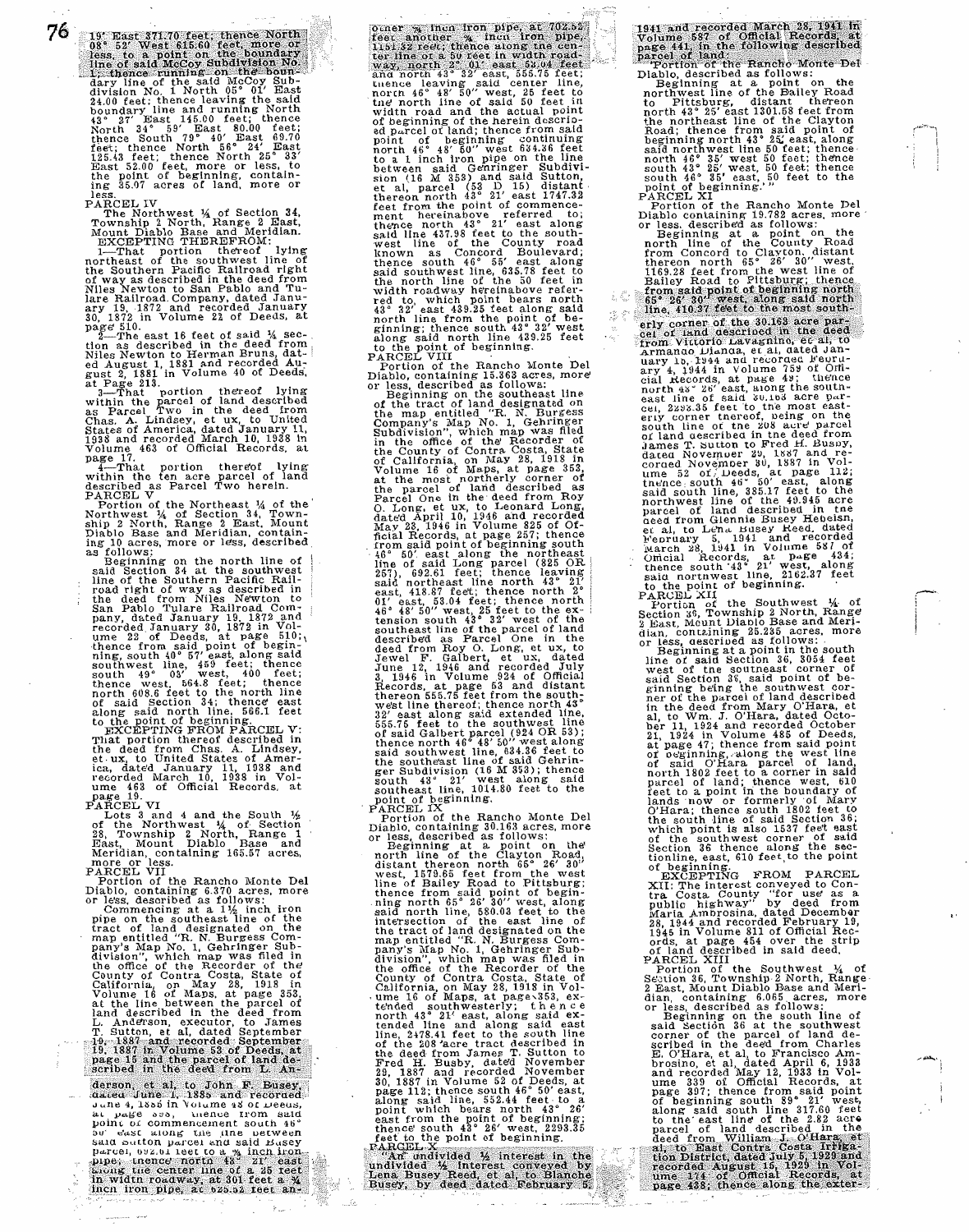19° East 371.70 feet; thence North 08° 52' West 615.60 feet, more or less, to a point on the boundary line of said McCoy Subdivision No. 1; thence running on the boundary line of the said McCoy Subdivision No. 1 North 05° 01' East 24.00 feet; thence leaving the said boundary line and running North 43° 27' East 145.00 feet; thence North 34° 59' East 80.00 feet; thence South 79° 40' East 69.70 feet; thence North 56° 24' East 125.43 feet; thence North 25° 33' East 52.00 feet, more or less, to the point of beginning, containing 35.07 acres of land, more or less.

PARCEL IV

The Northwest ¼ of Section 34, Township 2 North, Range 2 East, Mount Diablo Base and Meridian.

EXCEPTING THEREFROM:

1—That portion thereof lying northeast of the southwest line of the Southern Pacific Railroad right of way as described in the deed from Niles Newton to San Pablo and Tulare Railroad Company, dated January 19, 1872 and recorded January 30, 1872 in Volume 22 of Deeds, at page 510.

2—The east 16 feet of said ¼ section as described in the deed from Niles Newton to Herman Bruns, dated August 1, 1881 and recorded August 2, 1881 in Volume 40 of Deeds, at Page 213.

3—That portion thereof lying within the parcel of land described as Parcel Two in the deed from Chas. A. Lindsey, et ux, to United States of America, dated January 11, 1938 and recorded March 10, 1938 in Volume 463 of Official Records, at page 17.

4—That portion thereof lying within the ten acre parcel of land described as Parcel Two herein.

PARCEL V

Portion of the Northeast ¼ of the Northwest ¼ of Section 34, Township 2 North, Range 2 East, Mount Diablo Base and Meridian, containing 10 acres, more or less, described as follows:

Beginning on the north line of said Section 34 at the southwest line of the Southern Pacific Railroad right of way as described in the deed from Niles Newton to San Pablo Tulare Railroad Company, dated January 19, 1872 and recorded January 30, 1872 in Volume 22 of Deeds, at page 510; thence from said point of beginning, south 40° 57' east, along said southwest line, 459 feet; thence south 49° 03' west, 400 feet; thence west, 564.8 feet; thence north 608.6 feet to the north line of said Section 34; thence east along said north line, 566.1 feet to the point of beginning.

EXCEPTING FROM PARCEL V: That portion thereof described in the deed from Chas. A. Lindsey, et ux, to United States of America, dated January 11, 1938 and recorded March 10, 1938 in Volume 463 of Official Records, at page 19.

PARCEL VI

Lots 3 and 4 and the South ½ of the Northwest ¼ of Section 28, Township 2 North, Range 1 East, Mount Diablo Base and Meridian, containing 165.57 acres, more or less.

PARCEL VII

Portion of the Rancho Monte Del Diablo, containing 6.370 acres, more or less, described as follows:

Commencing at a 1½ inch iron pipe on the southeast line of the tract of land designated on the map entitled "R. N. Burgess Company's Map No. 1, Gehringer Subdivision", which map was filed in the office of the Recorder of the County of Contra Costa, State of California, on May 28, 1918 in Volume 16 of Maps, at page 353, at the line between the parcel of land described in the deed from L. Anderson, executor, to James T. Sutton, et al, dated September 19, 1887 and recorded September 19, 1887 in Volume 53 of Deeds, at page 15 and the parcel of land described in the deed from L. Anderson, et al, to John F. Busey, dated June 1, 1885 and recorded June 4, 1885 in Volume 48 of Deeds, at page 535, thence from said point of commencement south 46° 50' east along the line between said Sutton parcel and said Busey parcel, 692.61 feet to a ¾ inch iron pipe; thence north 43° 21' east along the center line of a 25 feet in width roadway, at 301 feet a ¾ inch iron pipe, at 525.52 feet another ¾ inch iron pipe, at 702.52 feet another ¾ inch iron pipe, 1151.82 feet; thence along the center line of a 50 feet in width roadway, north 2° 01' east 53.04 feet and north 43° 32' east, 555.75 feet; thence leaving said center line, north 46° 48' 50" west, 25 feet to the north line of said 50 feet in width road and the actual point of beginning of the herein described parcel of land; thence from said point of beginning continuing north 46° 48' 50" west 634.36 feet to a 1 inch iron pipe on the line between said Gehringer Subdivision (16 M 353) and said Sutton, et al, parcel (53 D 15) distant thereon north 43° 21' east 1747.32 feet from the point of commencement hereinabove referred to; thence north 43° 21' east along said line 437.98 feet to the southwest line of the County road known as Concord Boulevard; thence south 46° 55' east along said southwest line, 635.78 feet to the north line of the 50 feet in width roadway hereinabove referred to, which point bears north 43° 32' east 439.25 feet along said north line from the point of beginning; thence south 43° 32' west along said north line 439.25 feet to the point of beginning.

PARCEL VIII

Portion of the Rancho Monte Del Diablo, containing 15.363 acres, more or less, described as follows:

Beginning on the southeast line of the tract of land designated on the map entitled "R. N. Burgess Company's Map No. 1, Gehringer Subdivision", which map was filed in the office of the Recorder of the County of Contra Costa, State of California, on May 28, 1918 in Volume 16 of Maps, at page 353, at the most northerly corner of the parcel of land described as Parcel One in the deed from Roy O. Long, et ux, to Leonard Long, dated April 10, 1946 and recorded May 23, 1946 in Volume 825 of Official Records, at page 257; thence from said point of beginning south 46° 50' east along the northeast line of said Long parcel (825 OR 257), 692.61 feet; thence leaving said northeast line north 43° 21' east, 418.87 feet; thence north 2° 01' east, 53.04 feet; thence north 46° 48' 50" west, 25 feet to the extension south 43° 32' west of the southeast line of the parcel of land described as Parcel One in the deed from Roy O. Long, et ux, to Jewel F. Galbert, et ux, dated June 12, 1946 and recorded July 3, 1946 in Volume 924 of Official Records, at page 53 and distant thereon 555.75 feet from the southwest line thereof; thence north 43° 32' east along said extended line, 555.75 feet to the southwest line of said Galbert parcel (924 OR 53); thence north 46° 48' 50" west along said southwest line, 634.36 feet to the southeast line of said Gehringer Subdivision (16 M 353); thence south 43° 21' west along said southeast line, 1014.80 feet to the point of beginning.

PARCEL IX

Portion of the Rancho Monte Del Diablo, containing 30.163 acres, more or less, described as follows:

Beginning at a point on the north line of the Clayton Road, distant thereon north 65° 26' 30" west, 1579.65 feet from the west line of Bailey Road to Pittsburg; thence from said point of beginning north 65° 26' 30" west, along said north line, 580.03 feet to the intersection of the east line of the tract of land designated on the map entitled "R. N. Burgess Company's Map No. 1, Gehringer Subdivision", which map was filed in the office of the Recorder of the County of Contra Costa, State of California, on May 28, 1918 in Volume 16 of Maps, at page 353, extended southwesterly; thence north 43° 21' east, along said extended line and along said east line, 2478.41 feet to the south line of the 208 acre tract described in the deed from James T. Sutton to Fred H. Busby, dated November 29, 1887 and recorded November 30, 1887 in Volume 52 of Deeds, at page 112; thence south 46° 50' east, along said line, 552.44 feet to a point which bears north 43° 26' east from the point of beginning; thence south 43° 26' west, 2293.35 feet to the point of beginning.

PARCEL X

"An undivided ½ interest in the undivided ½ interest conveyed by Lena Busey Reed, et al, to Blanche Busey, by deed dated February 5, 1941 and recorded March 28, 1941 in Volume 587 of Official Records, at page 441, in the following described parcel of land:

'Portion of the Rancho Monte Del Diablo, described as follows:

Beginning at a point on the northwest line of the Bailey Road to Pittsburg, distant thereon north 43° 25' east 1301.58 feet from the northeast line of the Clayton Road; thence from said point of beginning north 43° 25' east, along said northwest line 50 feet; thence north 46° 35' west 50 feet; thence south 43° 25' west, 50 feet; thence south 46° 35' east, 50 feet to the point of beginning.' "

PARCEL XI

Portion of the Rancho Monte Del Diablo containing 19.782 acres, more or less, described as follows:

Beginning at a point on the north line of the County Road from Concord to Clayton, distant thereon north 65° 26' 30" west, 1169.28 feet from the west line of Bailey Road to Pittsburg; thence from said point of beginning north 65° 26' 30" west, along said south line, 410.37 feet to the most southerly corner of the 30.163 acre parcel of land described in the deed from Vittorio Lavagnino, et al, to Armando Dianda, et al, dated January 15, 1944 and recorded February 4, 1944 in Volume 759 of Official Records, at page 49; thence north 43° 26' east, along the southeast line of said 30.163 acre parcel, 2293.35 feet to the most easterly corner thereof, being on the south line of the 208 acre parcel of land described in the deed from James T. Sutton to Fred H. Busby, dated November 29, 1887 and recorded November 30, 1887 in Volume 52 of Deeds, at page 112; thence south 46° 50" east, along said south line, 385.17 feet to the northwest line of the 49.945 acre parcel of land described in the deed from Glennie Busey Hebeisn, et al, to Lena Busey Reed, dated February 5, 1941 and recorded March 28, 1941 in Volume 587 of Official Records, at page 434; thence south 43° 21' west, along said northwest line, 2162.37 feet to the point of beginning.

PARCEL XII

Portion of the Southwest ¼ of Section 36, Township 2 North, Range 2 East, Mount Diablo Base and Meridian, containing 25.235 acres, more or less, described as follows:

Beginning at a point in the south line of said Section 36, 3054 feet west of the southeast corner of said Section 36, said point of beginning being the southwest corner of the parcel of land described in the deed from Mary O'Hara, et al, to Wm. J. O'Hara, dated October 11, 1924 and recorded October 21, 1924 in Volume 485 of Deeds, at page 47; thence from said point of beginning, along the west line of said O'Hara parcel of land, north 1802 feet to a corner in said parcel of land; thence west, 610 feet to a point in the boundary of lands now or formerly of Mary O'Hara; thence south 1802 feet to the south line of said Section 36; which point is also 1537 feet east of the southwest corner of said Section 36 thence along the sectionline, east, 610 feet to the point of beginning.

EXCEPTING FROM PARCEL XII: The interest conveyed to Contra Costa County "for use as a public highway" by deed from Maria Ambrosina, dated December 28, 1944 and recorded February 19, 1945 in Volume 811 of Official Records, at page 454 over the strip of land described in said deed.

PARCEL XIII

Portion of the Southwest ¼ of Section 36, Township 2 North, Range 2 East, Mount Diablo Base and Meridian, containing 6.065 acres, more or less, described as follows:

Beginning on the south line of said Section 36 at the southwest corner of the parcel of land described in the deed from Charles E. O'Hara, et al, to Francisco Ambrosino, et al, dated April 6, 1933 and recorded May 12, 1933 in Volume 339 of Official Records, at page 397; thence from said point of beginning south 89° 21' west, along said south line 317.60 feet to the east line of the 2.82 acre parcel of land described in the deed from William J. O'Hara, et al, to East Contra Costa Irrigation District, dated July 5, 1929 and recorded August 15, 1929 in Volume 174 of Official Records, at page 438; thence along the exter-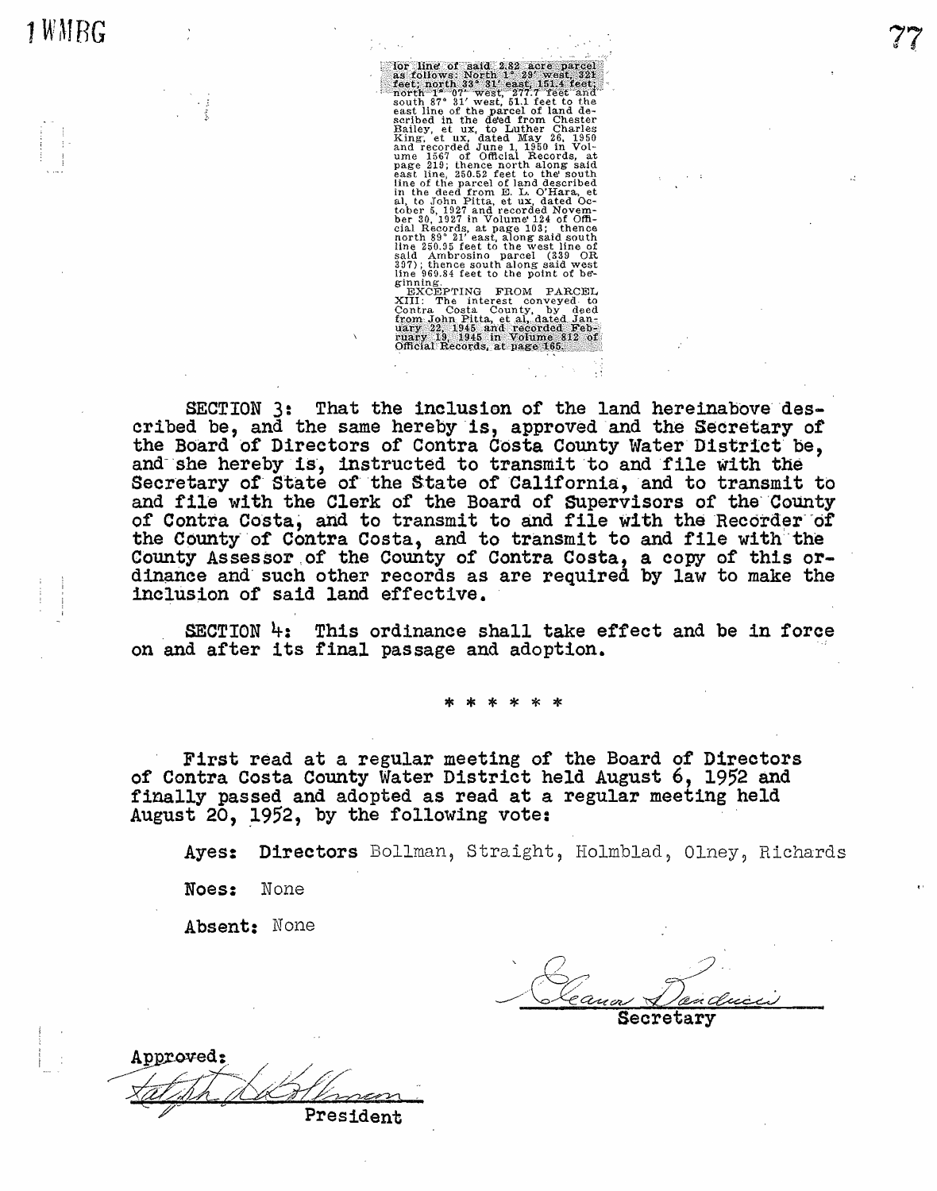lor line of said 2.82 acre parcel as follows: North 1° 29' west, 321 feet; north 33° 31' east, 151.4 feet; north 1° 07' west, 277.7 feet and south 87° 31' west, 51.1 feet to the east line of the parcel of land described in the deed from Chester Bailey, et ux, to Luther Charles King, et ux, dated May 26, 1950 and recorded June 1, 1950 in Volume 1567 of Official Records, at page 219; thence north along said east line, 250.52 feet to the south line of the parcel of land described in the deed from E. L. O'Hara, et al, to John Pitta, et ux, dated October 5, 1927 and recorded November 30, 1927 in Volume 124 of Official Records, at page 103; thence north 89° 21' east, along said south line 250.95 feet to the west line of said Ambrosino parcel (339 OR 397); thence south along said west line 969.84 feet to the point of beginning.

EXCEPTING FROM PARCEL XIII: The interest conveyed to Contra Costa County, by deed from John Pitta, et al, dated January 22, 1945 and recorded February 19, 1945 in Volume 812 of Official Records, at page 165.

SECTION 3: That the inclusion of the land hereinabove described be, and the same hereby is, approved and the Secretary of the Board of Directors of Contra Costa County Water District be, and she hereby is, instructed to transmit to and file with the Secretary of State of the State of California, and to transmit to and file with the Clerk of the Board of Supervisors of the County of Contra Costa, and to transmit to and file with the Recorder of the County of Contra Costa, and to transmit to and file with the County Assessor of the County of Contra Costa, a copy of this ordinance and such other records as are required by law to make the inclusion of said land effective.

SECTION 4: This ordinance shall take effect and be in force on and after its final passage and adoption.

\* \* \* \* \* \*

First read at a regular meeting of the Board of Directors of Contra Costa County Water District held August 6, 1952 and finally passed and adopted as read at a regular meeting held August 20, 1952, by the following vote:

**Ayes:** Directors Bollman, Straight, Holmblad, Olney, Richards

**Noes:** None

**Absent:** None

Eleanor Danducci

Secretary

Approved:

Ralph Bollman

President